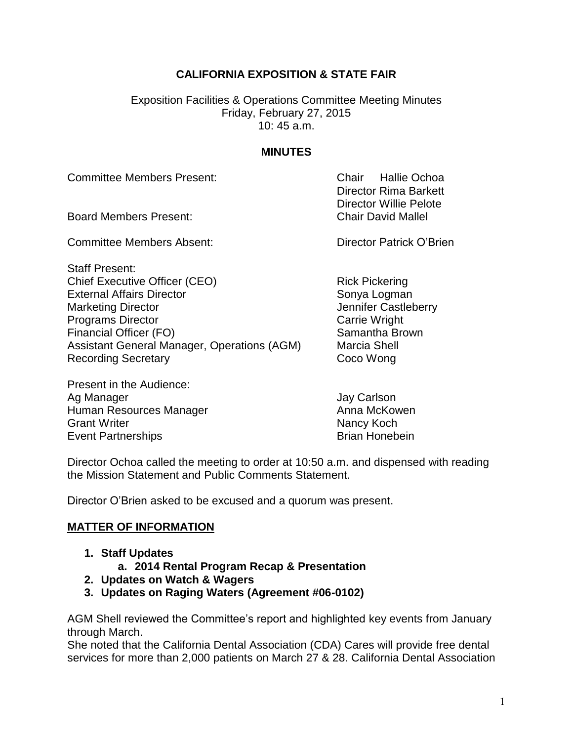**CALIFORNIA EXPOSITION & STATE FAIR**

Exposition Facilities & Operations Committee Meeting Minutes
Friday, February 27, 2015
10: 45 a.m.

**MINUTES**

| | |
|---|---|
| Committee Members Present: | Chair Hallie Ochoa |
| | Director Rima Barkett |
| | Director Willie Pelote |
| Board Members Present: | Chair David Mallel |
| Committee Members Absent: | Director Patrick O'Brien |
| Staff Present: | |
| Chief Executive Officer (CEO) | Rick Pickering |
| External Affairs Director | Sonya Logman |
| Marketing Director | Jennifer Castleberry |
| Programs Director | Carrie Wright |
| Financial Officer (FO) | Samantha Brown |
| Assistant General Manager, Operations (AGM) | Marcia Shell |
| Recording Secretary | Coco Wong |
| Present in the Audience: | |
| Ag Manager | Jay Carlson |
| Human Resources Manager | Anna McKowen |
| Grant Writer | Nancy Koch |
| Event Partnerships | Brian Honebein |

Director Ochoa called the meeting to order at 10:50 a.m. and dispensed with reading the Mission Statement and Public Comments Statement.

Director O'Brien asked to be excused and a quorum was present.

**MATTER OF INFORMATION**

1. **Staff Updates**
   a. **2014 Rental Program Recap & Presentation**
2. **Updates on Watch & Wagers**
3. **Updates on Raging Waters (Agreement #06-0102)**

AGM Shell reviewed the Committee's report and highlighted key events from January through March.
She noted that the California Dental Association (CDA) Cares will provide free dental services for more than 2,000 patients on March 27 & 28. California Dental Association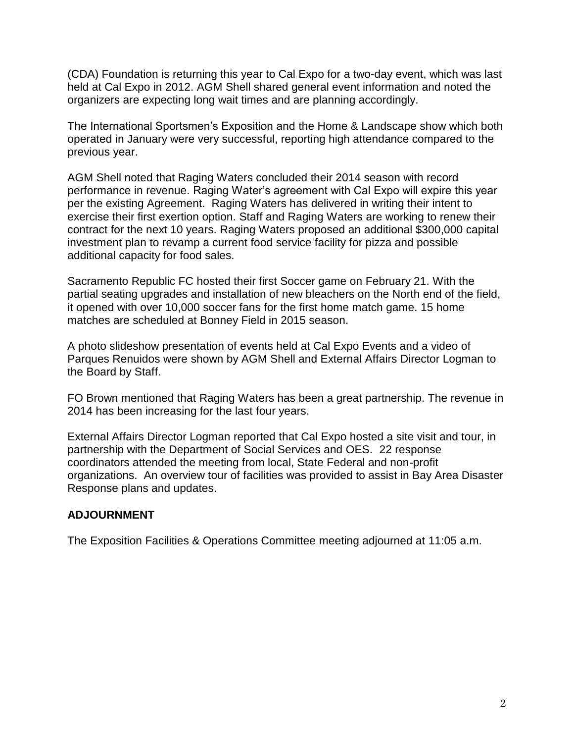(CDA) Foundation is returning this year to Cal Expo for a two-day event, which was last held at Cal Expo in 2012. AGM Shell shared general event information and noted the organizers are expecting long wait times and are planning accordingly.

The International Sportsmen's Exposition and the Home & Landscape show which both operated in January were very successful, reporting high attendance compared to the previous year.

AGM Shell noted that Raging Waters concluded their 2014 season with record performance in revenue. Raging Water's agreement with Cal Expo will expire this year per the existing Agreement. Raging Waters has delivered in writing their intent to exercise their first exertion option. Staff and Raging Waters are working to renew their contract for the next 10 years. Raging Waters proposed an additional $300,000 capital investment plan to revamp a current food service facility for pizza and possible additional capacity for food sales.

Sacramento Republic FC hosted their first Soccer game on February 21. With the partial seating upgrades and installation of new bleachers on the North end of the field, it opened with over 10,000 soccer fans for the first home match game. 15 home matches are scheduled at Bonney Field in 2015 season.

A photo slideshow presentation of events held at Cal Expo Events and a video of Parques Renuidos were shown by AGM Shell and External Affairs Director Logman to the Board by Staff.

FO Brown mentioned that Raging Waters has been a great partnership. The revenue in 2014 has been increasing for the last four years.

External Affairs Director Logman reported that Cal Expo hosted a site visit and tour, in partnership with the Department of Social Services and OES. 22 response coordinators attended the meeting from local, State Federal and non-profit organizations. An overview tour of facilities was provided to assist in Bay Area Disaster Response plans and updates.

## ADJOURNMENT

The Exposition Facilities & Operations Committee meeting adjourned at 11:05 a.m.